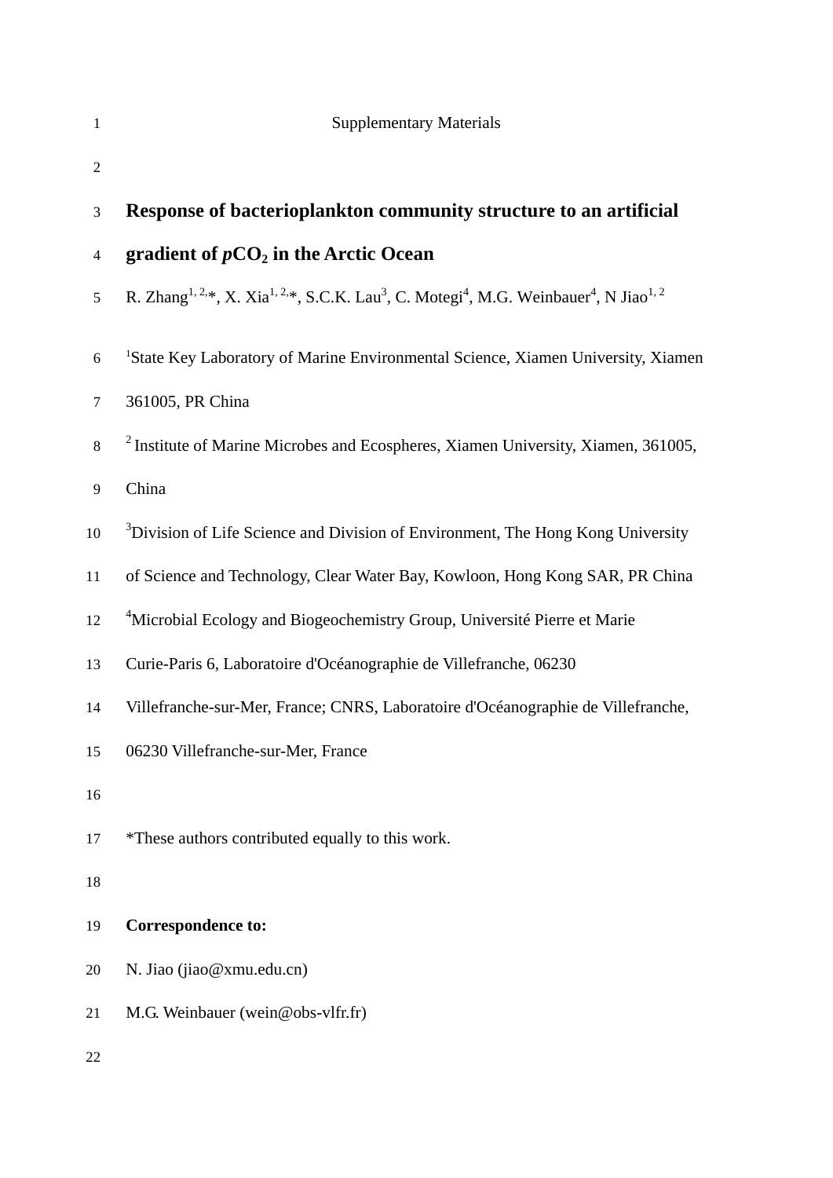Supplementary Materials

# Response of bacterioplankton community structure to an artificial gradient of *p*$CO_2$ in the Arctic Ocean

R. Zhang[1,2,*], X. Xia[1,2,*], S.C.K. Lau[3], C. Motegi[4], M.G. Weinbauer[4], N Jiao[1,2]

[1]State Key Laboratory of Marine Environmental Science, Xiamen University, Xiamen 361005, PR China

[2] Institute of Marine Microbes and Ecospheres, Xiamen University, Xiamen, 361005, China

[3]Division of Life Science and Division of Environment, The Hong Kong University of Science and Technology, Clear Water Bay, Kowloon, Hong Kong SAR, PR China

[4]Microbial Ecology and Biogeochemistry Group, Université Pierre et Marie Curie-Paris 6, Laboratoire d'Océanographie de Villefranche, 06230 Villefranche-sur-Mer, France; CNRS, Laboratoire d'Océanographie de Villefranche, 06230 Villefranche-sur-Mer, France

*These authors contributed equally to this work.

**Correspondence to:**

N. Jiao (jiao@xmu.edu.cn)

M.G. Weinbauer (wein@obs-vlfr.fr)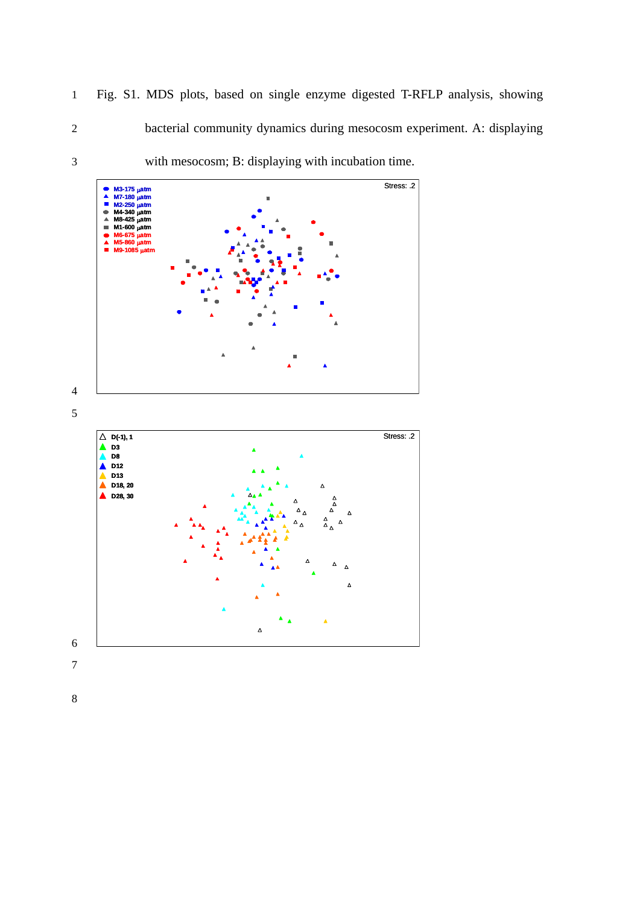Fig. S1. MDS plots, based on single enzyme digested T-RFLP analysis, showing bacterial community dynamics during mesocosm experiment. A: displaying with mesocosm; B: displaying with incubation time.

Stress: .2

M3-175 µatm
M7-180 µatm
M2-250 µatm
M4-340 µatm
M8-425 µatm
M1-600 µatm
M6-675 µatm
M5-860 µatm
M9-1085 µatm

Stress: .2

D(-1), 1
D3
D8
D12
D13
D18, 20
D28, 30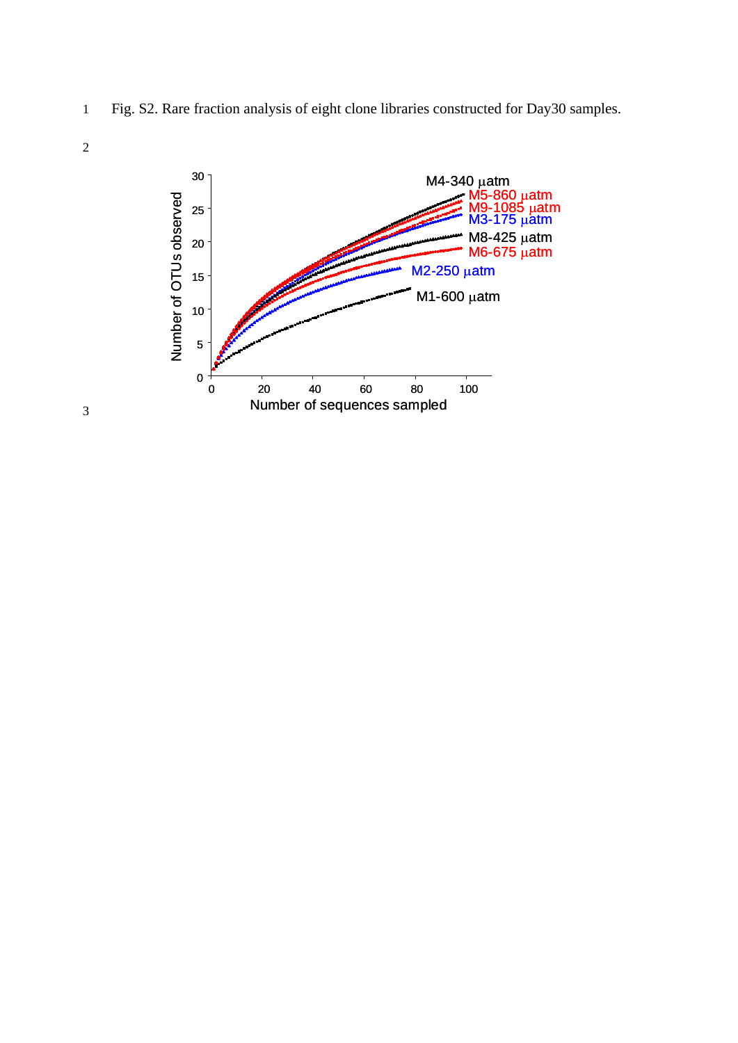Fig. S2. Rare fraction analysis of eight clone libraries constructed for Day30 samples.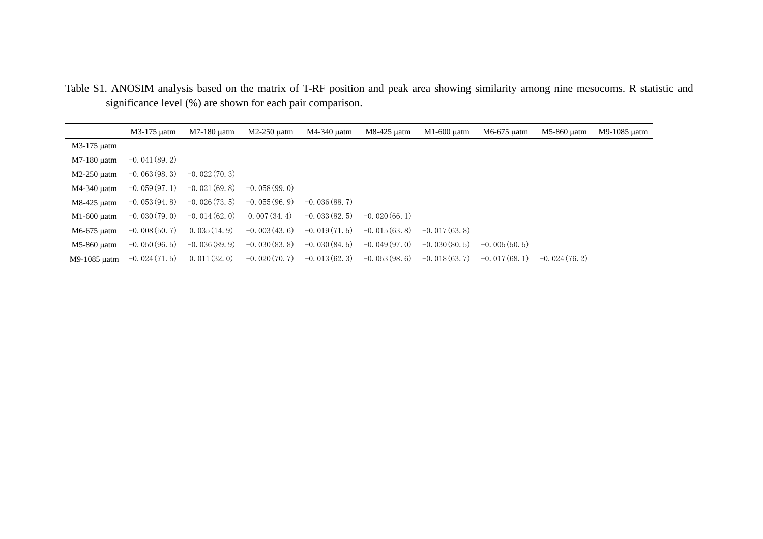Table S1. ANOSIM analysis based on the matrix of T-RF position and peak area showing similarity among nine mesocoms. R statistic and significance level (%) are shown for each pair comparison.

| | M3-175 μatm | M7-180 μatm | M2-250 μatm | M4-340 μatm | M8-425 μatm | M1-600 μatm | M6-675 μatm | M5-860 μatm | M9-1085 μatm |
|---|---|---|---|---|---|---|---|---|---|
| M3-175 μatm | | | | | | | | | |
| M7-180 μatm | −0.041 (89.2) | | | | | | | | |
| M2-250 μatm | −0.063 (98.3) | −0.022 (70.3) | | | | | | | |
| M4-340 μatm | −0.059 (97.1) | −0.021 (69.8) | −0.058 (99.0) | | | | | | |
| M8-425 μatm | −0.053 (94.8) | −0.026 (73.5) | −0.055 (96.9) | −0.036 (88.7) | | | | | |
| M1-600 μatm | −0.030 (79.0) | −0.014 (62.0) | 0.007 (34.4) | −0.033 (82.5) | −0.020 (66.1) | | | | |
| M6-675 μatm | −0.008 (50.7) | 0.035 (14.9) | −0.003 (43.6) | −0.019 (71.5) | −0.015 (63.8) | −0.017 (63.8) | | | |
| M5-860 μatm | −0.050 (96.5) | −0.036 (89.9) | −0.030 (83.8) | −0.030 (84.5) | −0.049 (97.0) | −0.030 (80.5) | −0.005 (50.5) | | |
| M9-1085 μatm | −0.024 (71.5) | 0.011 (32.0) | −0.020 (70.7) | −0.013 (62.3) | −0.053 (98.6) | −0.018 (63.7) | −0.017 (68.1) | −0.024 (76.2) | |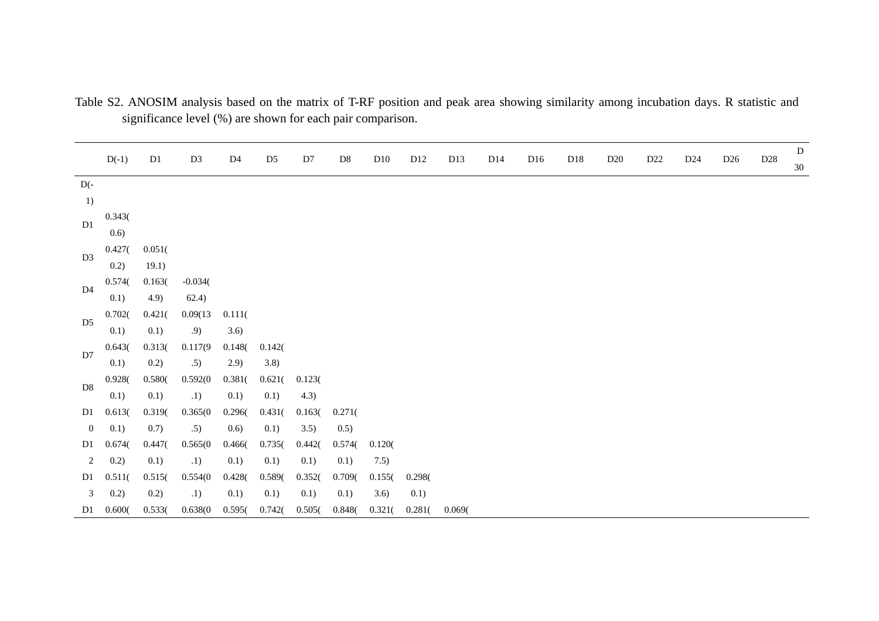Table S2. ANOSIM analysis based on the matrix of T-RF position and peak area showing similarity among incubation days. R statistic and significance level (%) are shown for each pair comparison.

| | D(-1) | D1 | D3 | D4 | D5 | D7 | D8 | D10 | D12 | D13 | D14 | D16 | D18 | D20 | D22 | D24 | D26 | D28 | D30 |
|---|---|---|---|---|---|---|---|---|---|---|---|---|---|---|---|---|---|---|---|
| D(-1) | | | | | | | | | | | | | | | | | | | |
| D1 | 0.343(0.6) | | | | | | | | | | | | | | | | | | |
| D3 | 0.427(0.2) | 0.051(19.1) | | | | | | | | | | | | | | | | | |
| D4 | 0.574(0.1) | 0.163(4.9) | -0.034(62.4) | | | | | | | | | | | | | | | | |
| D5 | 0.702(0.1) | 0.421(0.1) | 0.09(13.9) | 0.111(3.6) | | | | | | | | | | | | | | | |
| D7 | 0.643(0.1) | 0.313(0.2) | 0.117(9.5) | 0.148(2.9) | 0.142(3.8) | | | | | | | | | | | | | | |
| D8 | 0.928(0.1) | 0.580(0.1) | 0.592(0.1) | 0.381(0.1) | 0.621(0.1) | 0.123(4.3) | | | | | | | | | | | | | |
| D10 | 0.613(0.1) | 0.319(0.7) | 0.365(0.5) | 0.296(0.6) | 0.431(0.1) | 0.163(3.5) | 0.271(0.5) | | | | | | | | | | | | |
| D12 | 0.674(0.2) | 0.447(0.1) | 0.565(0.1) | 0.466(0.1) | 0.735(0.1) | 0.442(0.1) | 0.574(0.1) | 0.120(7.5) | | | | | | | | | | | |
| D13 | 0.511(0.2) | 0.515(0.2) | 0.554(0.1) | 0.428(0.1) | 0.589(0.1) | 0.352(0.1) | 0.709(0.1) | 0.155(3.6) | 0.298(0.1) | | | | | | | | | | |
| D1 | 0.600( | 0.533( | 0.638(0 | 0.595( | 0.742( | 0.505( | 0.848( | 0.321( | 0.281( | 0.069( | | | | | | | | | |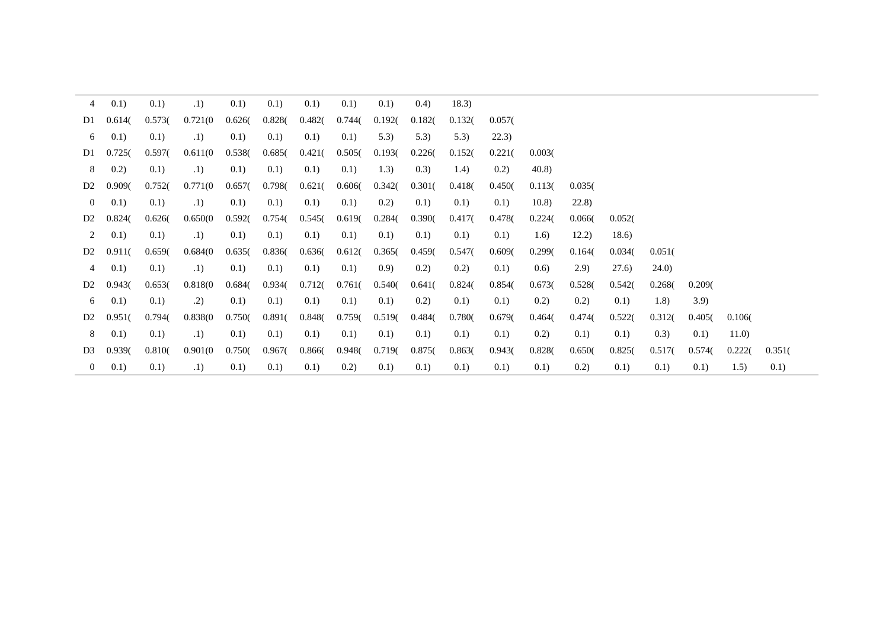| | | | | | | | | | | | | | | | | | | |
|---|---|---|---|---|---|---|---|---|---|---|---|---|---|---|---|---|---|---|
| 4 | 0.1) | 0.1) | .1) | 0.1) | 0.1) | 0.1) | 0.1) | 0.1) | 0.4) | 18.3) | | | | | | | | |
| D16 | 0.614(0.1) | 0.573(0.1) | 0.721(0.1) | 0.626(0.1) | 0.828(0.1) | 0.482(0.1) | 0.744(0.1) | 0.192(5.3) | 0.182(5.3) | 0.132(5.3) | 0.057(22.3) | | | | | | | |
| D18 | 0.725(0.2) | 0.597(0.1) | 0.611(0.1) | 0.538(0.1) | 0.685(0.1) | 0.421(0.1) | 0.505(0.1) | 0.193(1.3) | 0.226(0.3) | 0.152(1.4) | 0.221(0.2) | 0.003(40.8) | | | | | | |
| D20 | 0.909(0.1) | 0.752(0.1) | 0.771(0.1) | 0.657(0.1) | 0.798(0.1) | 0.621(0.1) | 0.606(0.1) | 0.342(0.2) | 0.301(0.1) | 0.418(0.1) | 0.450(0.1) | 0.113(10.8) | 0.035(22.8) | | | | | |
| D22 | 0.824(0.1) | 0.626(0.1) | 0.650(0.1) | 0.592(0.1) | 0.754(0.1) | 0.545(0.1) | 0.619(0.1) | 0.284(0.1) | 0.390(0.1) | 0.417(0.1) | 0.478(0.1) | 0.224(1.6) | 0.066(12.2) | 0.052(18.6) | | | | |
| D24 | 0.911(0.1) | 0.659(0.1) | 0.684(0.1) | 0.635(0.1) | 0.836(0.1) | 0.636(0.1) | 0.612(0.1) | 0.365(0.9) | 0.459(0.2) | 0.547(0.2) | 0.609(0.1) | 0.299(0.6) | 0.164(2.9) | 0.034(27.6) | 0.051(24.0) | | | |
| D26 | 0.943(0.1) | 0.653(0.1) | 0.818(0.2) | 0.684(0.1) | 0.934(0.1) | 0.712(0.1) | 0.761(0.1) | 0.540(0.1) | 0.641(0.2) | 0.824(0.1) | 0.854(0.1) | 0.673(0.2) | 0.528(0.2) | 0.542(0.1) | 0.268(1.8) | 0.209(3.9) | | |
| D28 | 0.951(0.1) | 0.794(0.1) | 0.838(0.1) | 0.750(0.1) | 0.891(0.1) | 0.848(0.1) | 0.759(0.1) | 0.519(0.1) | 0.484(0.1) | 0.780(0.1) | 0.679(0.1) | 0.464(0.2) | 0.474(0.1) | 0.522(0.1) | 0.312(0.3) | 0.405(0.1) | 0.106(11.0) | |
| D30 | 0.939(0.1) | 0.810(0.1) | 0.901(0.1) | 0.750(0.1) | 0.967(0.1) | 0.866(0.1) | 0.948(0.2) | 0.719(0.1) | 0.875(0.1) | 0.863(0.1) | 0.943(0.1) | 0.828(0.1) | 0.650(0.2) | 0.825(0.1) | 0.517(0.1) | 0.574(0.1) | 0.222(1.5) | 0.351(0.1) |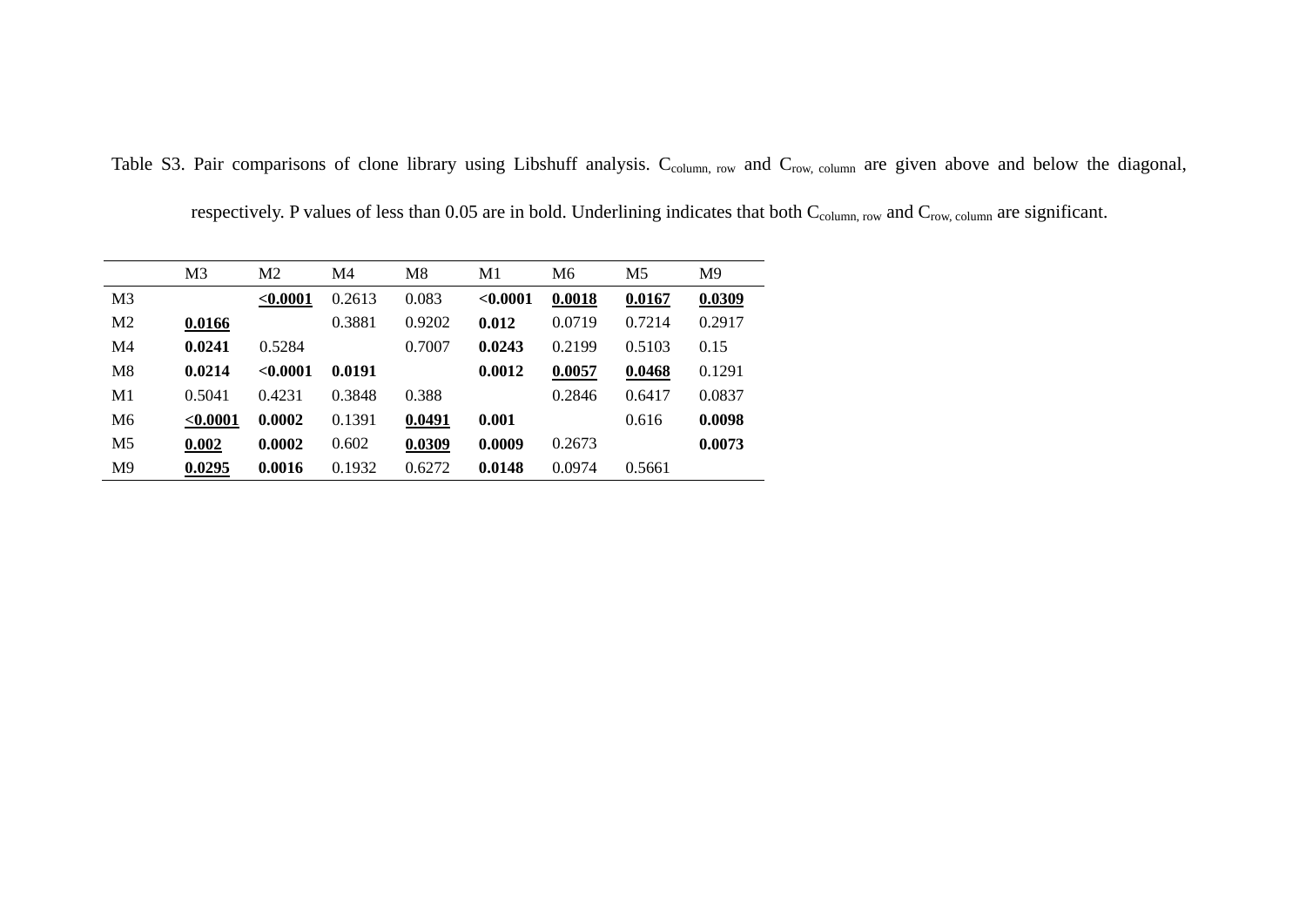Table S3. Pair comparisons of clone library using Libshuff analysis. $C_{column,\ row}$ and $C_{row,\ column}$ are given above and below the diagonal, respectively. P values of less than 0.05 are in bold. Underlining indicates that both $C_{column,\ row}$ and $C_{row,\ column}$ are significant.

| | M3 | M2 | M4 | M8 | M1 | M6 | M5 | M9 |
|---|---|---|---|---|---|---|---|---|
| M3 | | <u>**<0.0001**</u> | 0.2613 | 0.083 | **<0.0001** | <u>**0.0018**</u> | <u>**0.0167**</u> | <u>**0.0309**</u> |
| M2 | <u>**0.0166**</u> | | 0.3881 | 0.9202 | **0.012** | 0.0719 | 0.7214 | 0.2917 |
| M4 | **0.0241** | 0.5284 | | 0.7007 | **0.0243** | 0.2199 | 0.5103 | 0.15 |
| M8 | **0.0214** | **<0.0001** | **0.0191** | | **0.0012** | <u>**0.0057**</u> | <u>**0.0468**</u> | 0.1291 |
| M1 | 0.5041 | 0.4231 | 0.3848 | 0.388 | | 0.2846 | 0.6417 | 0.0837 |
| M6 | <u>**<0.0001**</u> | **0.0002** | 0.1391 | <u>**0.0491**</u> | **0.001** | | 0.616 | **0.0098** |
| M5 | <u>**0.002**</u> | **0.0002** | 0.602 | <u>**0.0309**</u> | **0.0009** | 0.2673 | | **0.0073** |
| M9 | <u>**0.0295**</u> | **0.0016** | 0.1932 | 0.6272 | **0.0148** | 0.0974 | 0.5661 | |